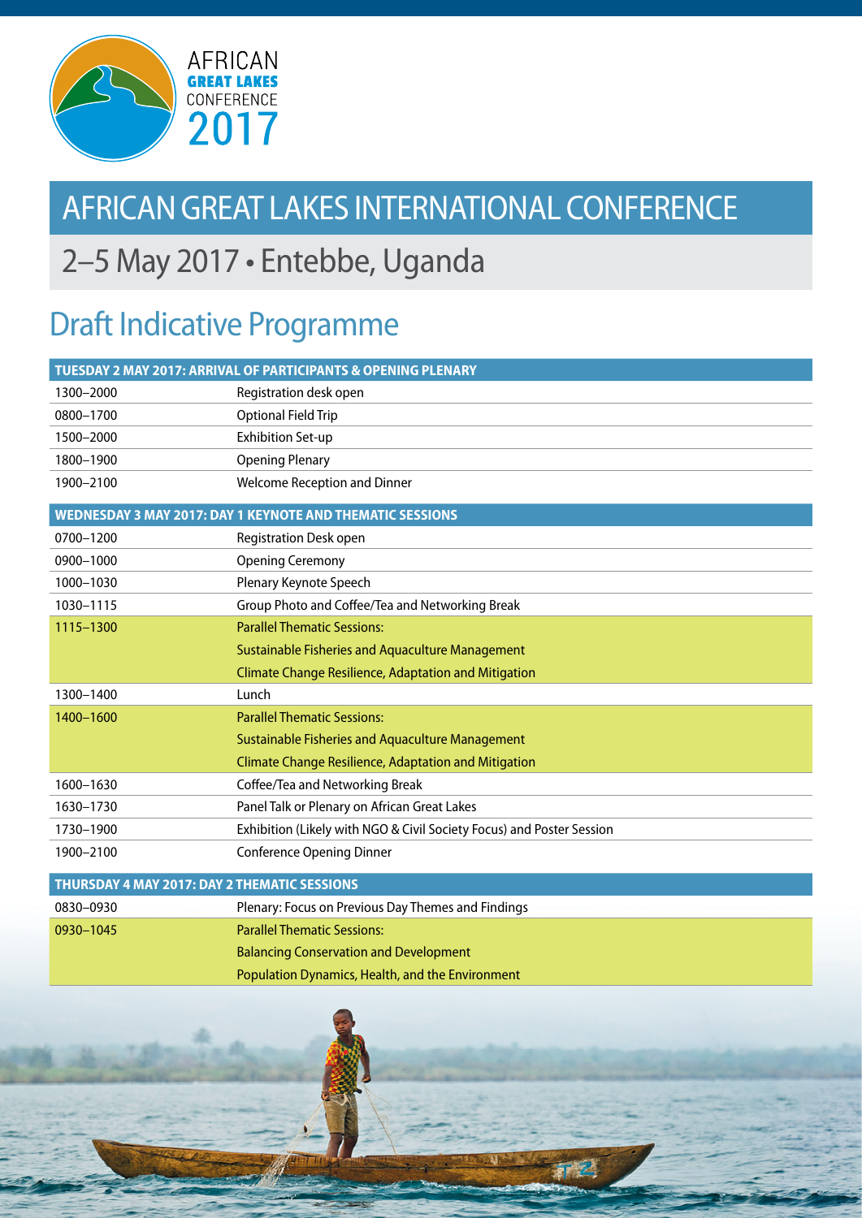AFRICAN
GREAT LAKES
CONFERENCE
2017

# AFRICAN GREAT LAKES INTERNATIONAL CONFERENCE

## 2–5 May 2017 • Entebbe, Uganda

## Draft Indicative Programme

| TUESDAY 2 MAY 2017: ARRIVAL OF PARTICIPANTS & OPENING PLENARY | |
|---|---|
| 1300–2000 | Registration desk open |
| 0800–1700 | Optional Field Trip |
| 1500–2000 | Exhibition Set-up |
| 1800–1900 | Opening Plenary |
| 1900–2100 | Welcome Reception and Dinner |

| WEDNESDAY 3 MAY 2017: DAY 1 KEYNOTE AND THEMATIC SESSIONS | |
|---|---|
| 0700–1200 | Registration Desk open |
| 0900–1000 | Opening Ceremony |
| 1000–1030 | Plenary Keynote Speech |
| 1030–1115 | Group Photo and Coffee/Tea and Networking Break |
| 1115–1300 | Parallel Thematic Sessions:<br>Sustainable Fisheries and Aquaculture Management<br>Climate Change Resilience, Adaptation and Mitigation |
| 1300–1400 | Lunch |
| 1400–1600 | Parallel Thematic Sessions:<br>Sustainable Fisheries and Aquaculture Management<br>Climate Change Resilience, Adaptation and Mitigation |
| 1600–1630 | Coffee/Tea and Networking Break |
| 1630–1730 | Panel Talk or Plenary on African Great Lakes |
| 1730–1900 | Exhibition (Likely with NGO & Civil Society Focus) and Poster Session |
| 1900–2100 | Conference Opening Dinner |

| THURSDAY 4 MAY 2017: DAY 2 THEMATIC SESSIONS | |
|---|---|
| 0830–0930 | Plenary: Focus on Previous Day Themes and Findings |
| 0930–1045 | Parallel Thematic Sessions:<br>Balancing Conservation and Development<br>Population Dynamics, Health, and the Environment |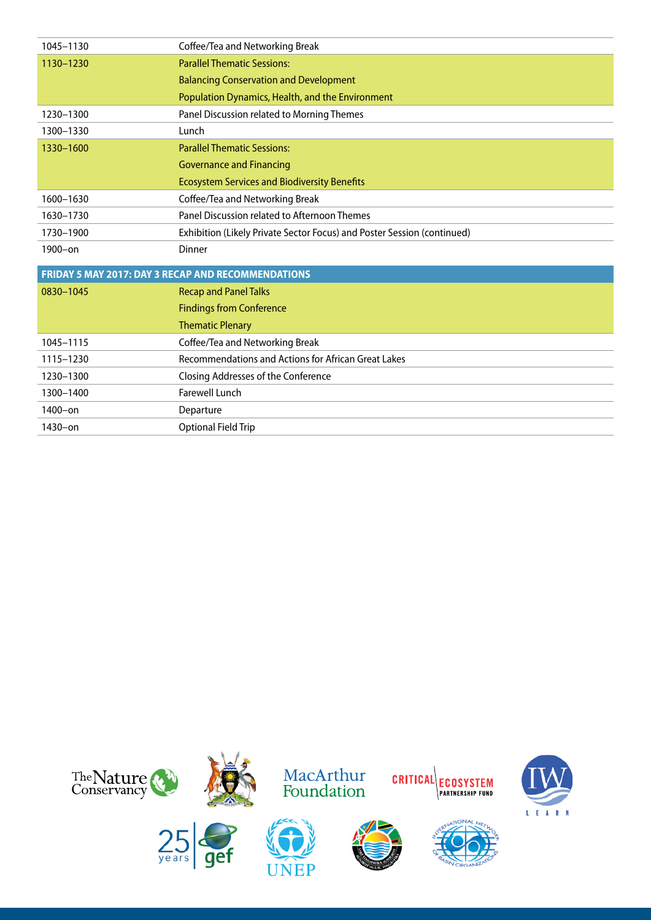| | |
|---|---|
| 1045–1130 | Coffee/Tea and Networking Break |
| 1130–1230 | Parallel Thematic Sessions:<br>Balancing Conservation and Development<br>Population Dynamics, Health, and the Environment |
| 1230–1300 | Panel Discussion related to Morning Themes |
| 1300–1330 | Lunch |
| 1330–1600 | Parallel Thematic Sessions:<br>Governance and Financing<br>Ecosystem Services and Biodiversity Benefits |
| 1600–1630 | Coffee/Tea and Networking Break |
| 1630–1730 | Panel Discussion related to Afternoon Themes |
| 1730–1900 | Exhibition (Likely Private Sector Focus) and Poster Session (continued) |
| 1900–on | Dinner |

**FRIDAY 5 MAY 2017: DAY 3 RECAP AND RECOMMENDATIONS**

| | |
|---|---|
| 0830–1045 | Recap and Panel Talks<br>Findings from Conference<br>Thematic Plenary |
| 1045–1115 | Coffee/Tea and Networking Break |
| 1115–1230 | Recommendations and Actions for African Great Lakes |
| 1230–1300 | Closing Addresses of the Conference |
| 1300–1400 | Farewell Lunch |
| 1400–on | Departure |
| 1430–on | Optional Field Trip |